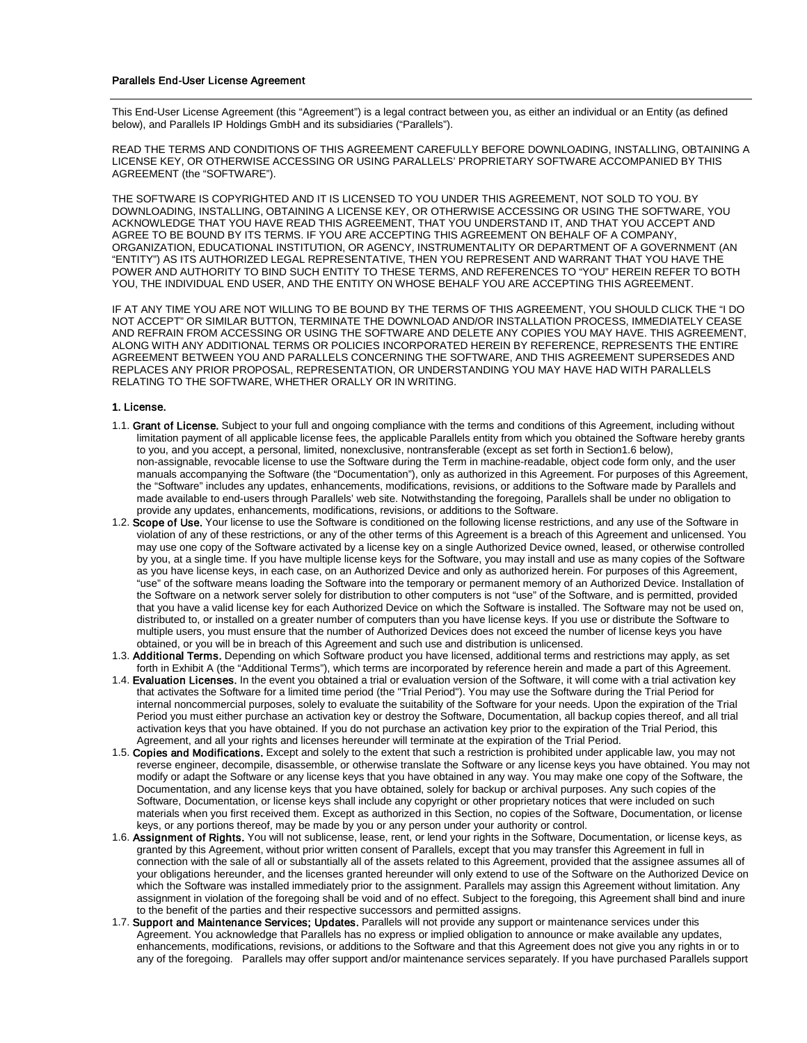# Parallels End-User License Agreement

This End-User License Agreement (this "Agreement") is a legal contract between you, as either an individual or an Entity (as defined below), and Parallels IP Holdings GmbH and its subsidiaries ("Parallels").

READ THE TERMS AND CONDITIONS OF THIS AGREEMENT CAREFULLY BEFORE DOWNLOADING, INSTALLING, OBTAINING A LICENSE KEY, OR OTHERWISE ACCESSING OR USING PARALLELS' PROPRIETARY SOFTWARE ACCOMPANIED BY THIS AGREEMENT (the "SOFTWARE").

THE SOFTWARE IS COPYRIGHTED AND IT IS LICENSED TO YOU UNDER THIS AGREEMENT, NOT SOLD TO YOU. BY DOWNLOADING, INSTALLING, OBTAINING A LICENSE KEY, OR OTHERWISE ACCESSING OR USING THE SOFTWARE, YOU ACKNOWLEDGE THAT YOU HAVE READ THIS AGREEMENT, THAT YOU UNDERSTAND IT, AND THAT YOU ACCEPT AND AGREE TO BE BOUND BY ITS TERMS. IF YOU ARE ACCEPTING THIS AGREEMENT ON BEHALF OF A COMPANY, ORGANIZATION, EDUCATIONAL INSTITUTION, OR AGENCY, INSTRUMENTALITY OR DEPARTMENT OF A GOVERNMENT (AN "ENTITY") AS ITS AUTHORIZED LEGAL REPRESENTATIVE, THEN YOU REPRESENT AND WARRANT THAT YOU HAVE THE POWER AND AUTHORITY TO BIND SUCH ENTITY TO THESE TERMS, AND REFERENCES TO "YOU" HEREIN REFER TO BOTH YOU, THE INDIVIDUAL END USER, AND THE ENTITY ON WHOSE BEHALF YOU ARE ACCEPTING THIS AGREEMENT.

IF AT ANY TIME YOU ARE NOT WILLING TO BE BOUND BY THE TERMS OF THIS AGREEMENT, YOU SHOULD CLICK THE "I DO NOT ACCEPT" OR SIMILAR BUTTON, TERMINATE THE DOWNLOAD AND/OR INSTALLATION PROCESS, IMMEDIATELY CEASE AND REFRAIN FROM ACCESSING OR USING THE SOFTWARE AND DELETE ANY COPIES YOU MAY HAVE. THIS AGREEMENT, ALONG WITH ANY ADDITIONAL TERMS OR POLICIES INCORPORATED HEREIN BY REFERENCE, REPRESENTS THE ENTIRE AGREEMENT BETWEEN YOU AND PARALLELS CONCERNING THE SOFTWARE, AND THIS AGREEMENT SUPERSEDES AND REPLACES ANY PRIOR PROPOSAL, REPRESENTATION, OR UNDERSTANDING YOU MAY HAVE HAD WITH PARALLELS RELATING TO THE SOFTWARE, WHETHER ORALLY OR IN WRITING.

## 1. License.

1.1. **Grant of License.** Subject to your full and ongoing compliance with the terms and conditions of this Agreement, including without limitation payment of all applicable license fees, the applicable Parallels entity from which you obtained the Software hereby grants to you, and you accept, a personal, limited, nonexclusive, nontransferable (except as set forth in Section1.6 below), non-assignable, revocable license to use the Software during the Term in machine-readable, object code form only, and the user manuals accompanying the Software (the "Documentation"), only as authorized in this Agreement. For purposes of this Agreement, the "Software" includes any updates, enhancements, modifications, revisions, or additions to the Software made by Parallels and made available to end-users through Parallels' web site. Notwithstanding the foregoing, Parallels shall be under no obligation to provide any updates, enhancements, modifications, revisions, or additions to the Software.

1.2. **Scope of Use.** Your license to use the Software is conditioned on the following license restrictions, and any use of the Software in violation of any of these restrictions, or any of the other terms of this Agreement is a breach of this Agreement and unlicensed. You may use one copy of the Software activated by a license key on a single Authorized Device owned, leased, or otherwise controlled by you, at a single time. If you have multiple license keys for the Software, you may install and use as many copies of the Software as you have license keys, in each case, on an Authorized Device and only as authorized herein. For purposes of this Agreement, "use" of the software means loading the Software into the temporary or permanent memory of an Authorized Device. Installation of the Software on a network server solely for distribution to other computers is not "use" of the Software, and is permitted, provided that you have a valid license key for each Authorized Device on which the Software is installed. The Software may not be used on, distributed to, or installed on a greater number of computers than you have license keys. If you use or distribute the Software to multiple users, you must ensure that the number of Authorized Devices does not exceed the number of license keys you have obtained, or you will be in breach of this Agreement and such use and distribution is unlicensed.

1.3. **Additional Terms.** Depending on which Software product you have licensed, additional terms and restrictions may apply, as set forth in Exhibit A (the "Additional Terms"), which terms are incorporated by reference herein and made a part of this Agreement.

1.4. **Evaluation Licenses.** In the event you obtained a trial or evaluation version of the Software, it will come with a trial activation key that activates the Software for a limited time period (the "Trial Period"). You may use the Software during the Trial Period for internal noncommercial purposes, solely to evaluate the suitability of the Software for your needs. Upon the expiration of the Trial Period you must either purchase an activation key or destroy the Software, Documentation, all backup copies thereof, and all trial activation keys that you have obtained. If you do not purchase an activation key prior to the expiration of the Trial Period, this Agreement, and all your rights and licenses hereunder will terminate at the expiration of the Trial Period.

1.5. **Copies and Modifications.** Except and solely to the extent that such a restriction is prohibited under applicable law, you may not reverse engineer, decompile, disassemble, or otherwise translate the Software or any license keys you have obtained. You may not modify or adapt the Software or any license keys that you have obtained in any way. You may make one copy of the Software, the Documentation, and any license keys that you have obtained, solely for backup or archival purposes. Any such copies of the Software, Documentation, or license keys shall include any copyright or other proprietary notices that were included on such materials when you first received them. Except as authorized in this Section, no copies of the Software, Documentation, or license keys, or any portions thereof, may be made by you or any person under your authority or control.

1.6. **Assignment of Rights.** You will not sublicense, lease, rent, or lend your rights in the Software, Documentation, or license keys, as granted by this Agreement, without prior written consent of Parallels, except that you may transfer this Agreement in full in connection with the sale of all or substantially all of the assets related to this Agreement, provided that the assignee assumes all of your obligations hereunder, and the licenses granted hereunder will only extend to use of the Software on the Authorized Device on which the Software was installed immediately prior to the assignment. Parallels may assign this Agreement without limitation. Any assignment in violation of the foregoing shall be void and of no effect. Subject to the foregoing, this Agreement shall bind and inure to the benefit of the parties and their respective successors and permitted assigns.

1.7. **Support and Maintenance Services; Updates.** Parallels will not provide any support or maintenance services under this Agreement. You acknowledge that Parallels has no express or implied obligation to announce or make available any updates, enhancements, modifications, revisions, or additions to the Software and that this Agreement does not give you any rights in or to any of the foregoing. Parallels may offer support and/or maintenance services separately. If you have purchased Parallels support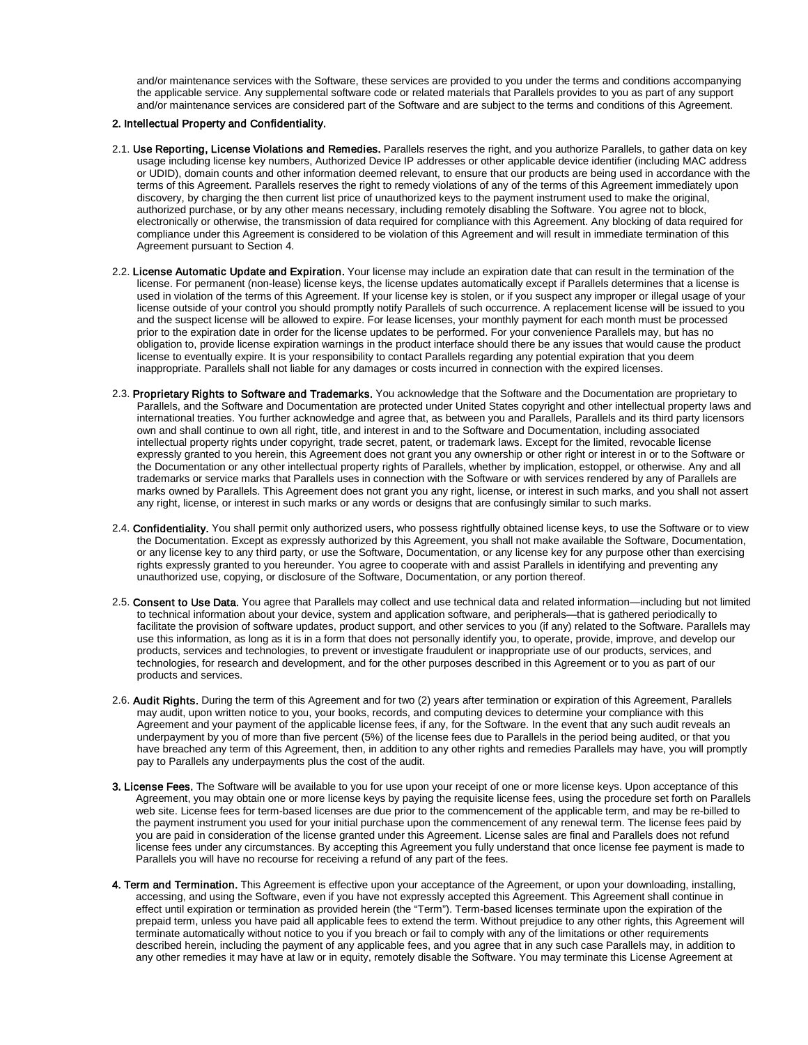and/or maintenance services with the Software, these services are provided to you under the terms and conditions accompanying the applicable service. Any supplemental software code or related materials that Parallels provides to you as part of any support and/or maintenance services are considered part of the Software and are subject to the terms and conditions of this Agreement.

## 2. Intellectual Property and Confidentiality.

2.1. **Use Reporting, License Violations and Remedies.** Parallels reserves the right, and you authorize Parallels, to gather data on key usage including license key numbers, Authorized Device IP addresses or other applicable device identifier (including MAC address or UDID), domain counts and other information deemed relevant, to ensure that our products are being used in accordance with the terms of this Agreement. Parallels reserves the right to remedy violations of any of the terms of this Agreement immediately upon discovery, by charging the then current list price of unauthorized keys to the payment instrument used to make the original, authorized purchase, or by any other means necessary, including remotely disabling the Software. You agree not to block, electronically or otherwise, the transmission of data required for compliance with this Agreement. Any blocking of data required for compliance under this Agreement is considered to be violation of this Agreement and will result in immediate termination of this Agreement pursuant to Section 4.

2.2. **License Automatic Update and Expiration.** Your license may include an expiration date that can result in the termination of the license. For permanent (non-lease) license keys, the license updates automatically except if Parallels determines that a license is used in violation of the terms of this Agreement. If your license key is stolen, or if you suspect any improper or illegal usage of your license outside of your control you should promptly notify Parallels of such occurrence. A replacement license will be issued to you and the suspect license will be allowed to expire. For lease licenses, your monthly payment for each month must be processed prior to the expiration date in order for the license updates to be performed. For your convenience Parallels may, but has no obligation to, provide license expiration warnings in the product interface should there be any issues that would cause the product license to eventually expire. It is your responsibility to contact Parallels regarding any potential expiration that you deem inappropriate. Parallels shall not liable for any damages or costs incurred in connection with the expired licenses.

2.3. **Proprietary Rights to Software and Trademarks.** You acknowledge that the Software and the Documentation are proprietary to Parallels, and the Software and Documentation are protected under United States copyright and other intellectual property laws and international treaties. You further acknowledge and agree that, as between you and Parallels, Parallels and its third party licensors own and shall continue to own all right, title, and interest in and to the Software and Documentation, including associated intellectual property rights under copyright, trade secret, patent, or trademark laws. Except for the limited, revocable license expressly granted to you herein, this Agreement does not grant you any ownership or other right or interest in or to the Software or the Documentation or any other intellectual property rights of Parallels, whether by implication, estoppel, or otherwise. Any and all trademarks or service marks that Parallels uses in connection with the Software or with services rendered by any of Parallels are marks owned by Parallels. This Agreement does not grant you any right, license, or interest in such marks, and you shall not assert any right, license, or interest in such marks or any words or designs that are confusingly similar to such marks.

2.4. **Confidentiality.** You shall permit only authorized users, who possess rightfully obtained license keys, to use the Software or to view the Documentation. Except as expressly authorized by this Agreement, you shall not make available the Software, Documentation, or any license key to any third party, or use the Software, Documentation, or any license key for any purpose other than exercising rights expressly granted to you hereunder. You agree to cooperate with and assist Parallels in identifying and preventing any unauthorized use, copying, or disclosure of the Software, Documentation, or any portion thereof.

2.5. **Consent to Use Data.** You agree that Parallels may collect and use technical data and related information—including but not limited to technical information about your device, system and application software, and peripherals—that is gathered periodically to facilitate the provision of software updates, product support, and other services to you (if any) related to the Software. Parallels may use this information, as long as it is in a form that does not personally identify you, to operate, provide, improve, and develop our products, services and technologies, to prevent or investigate fraudulent or inappropriate use of our products, services, and technologies, for research and development, and for the other purposes described in this Agreement or to you as part of our products and services.

2.6. **Audit Rights.** During the term of this Agreement and for two (2) years after termination or expiration of this Agreement, Parallels may audit, upon written notice to you, your books, records, and computing devices to determine your compliance with this Agreement and your payment of the applicable license fees, if any, for the Software. In the event that any such audit reveals an underpayment by you of more than five percent (5%) of the license fees due to Parallels in the period being audited, or that you have breached any term of this Agreement, then, in addition to any other rights and remedies Parallels may have, you will promptly pay to Parallels any underpayments plus the cost of the audit.

**3. License Fees.** The Software will be available to you for use upon your receipt of one or more license keys. Upon acceptance of this Agreement, you may obtain one or more license keys by paying the requisite license fees, using the procedure set forth on Parallels web site. License fees for term-based licenses are due prior to the commencement of the applicable term, and may be re-billed to the payment instrument you used for your initial purchase upon the commencement of any renewal term. The license fees paid by you are paid in consideration of the license granted under this Agreement. License sales are final and Parallels does not refund license fees under any circumstances. By accepting this Agreement you fully understand that once license fee payment is made to Parallels you will have no recourse for receiving a refund of any part of the fees.

**4. Term and Termination.** This Agreement is effective upon your acceptance of the Agreement, or upon your downloading, installing, accessing, and using the Software, even if you have not expressly accepted this Agreement. This Agreement shall continue in effect until expiration or termination as provided herein (the "Term"). Term-based licenses terminate upon the expiration of the prepaid term, unless you have paid all applicable fees to extend the term. Without prejudice to any other rights, this Agreement will terminate automatically without notice to you if you breach or fail to comply with any of the limitations or other requirements described herein, including the payment of any applicable fees, and you agree that in any such case Parallels may, in addition to any other remedies it may have at law or in equity, remotely disable the Software. You may terminate this License Agreement at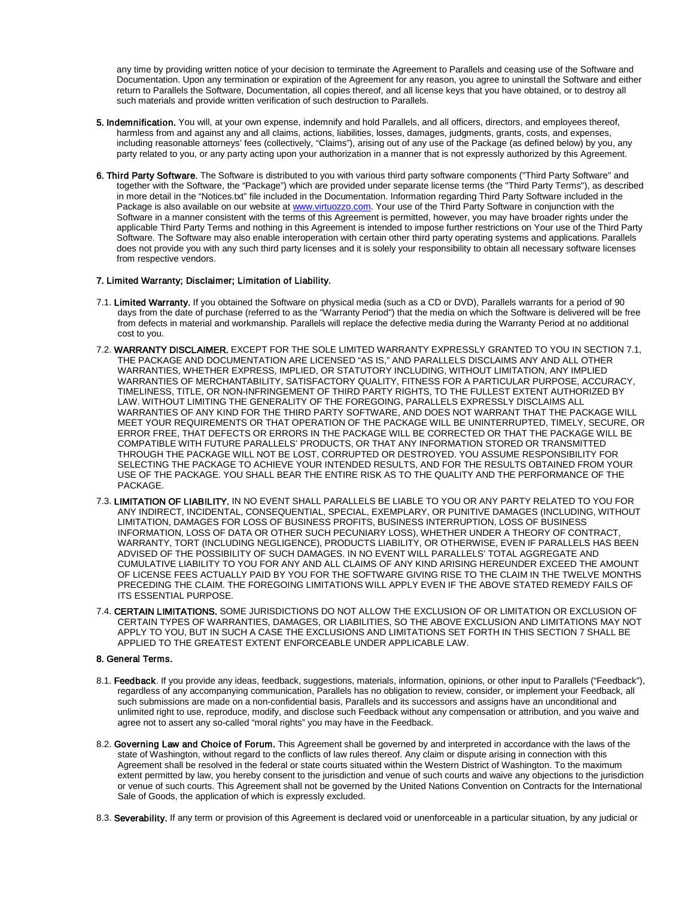any time by providing written notice of your decision to terminate the Agreement to Parallels and ceasing use of the Software and Documentation. Upon any termination or expiration of the Agreement for any reason, you agree to uninstall the Software and either return to Parallels the Software, Documentation, all copies thereof, and all license keys that you have obtained, or to destroy all such materials and provide written verification of such destruction to Parallels.

**5. Indemnification.** You will, at your own expense, indemnify and hold Parallels, and all officers, directors, and employees thereof, harmless from and against any and all claims, actions, liabilities, losses, damages, judgments, grants, costs, and expenses, including reasonable attorneys' fees (collectively, "Claims"), arising out of any use of the Package (as defined below) by you, any party related to you, or any party acting upon your authorization in a manner that is not expressly authorized by this Agreement.

**6. Third Party Software.** The Software is distributed to you with various third party software components ("Third Party Software" and together with the Software, the "Package") which are provided under separate license terms (the "Third Party Terms"), as described in more detail in the "Notices.txt" file included in the Documentation. Information regarding Third Party Software included in the Package is also available on our website at www.virtuozzo.com. Your use of the Third Party Software in conjunction with the Software in a manner consistent with the terms of this Agreement is permitted, however, you may have broader rights under the applicable Third Party Terms and nothing in this Agreement is intended to impose further restrictions on Your use of the Third Party Software. The Software may also enable interoperation with certain other third party operating systems and applications. Parallels does not provide you with any such third party licenses and it is solely your responsibility to obtain all necessary software licenses from respective vendors.

**7. Limited Warranty; Disclaimer; Limitation of Liability.**

7.1. **Limited Warranty.** If you obtained the Software on physical media (such as a CD or DVD), Parallels warrants for a period of 90 days from the date of purchase (referred to as the "Warranty Period") that the media on which the Software is delivered will be free from defects in material and workmanship. Parallels will replace the defective media during the Warranty Period at no additional cost to you.

7.2. **WARRANTY DISCLAIMER.** EXCEPT FOR THE SOLE LIMITED WARRANTY EXPRESSLY GRANTED TO YOU IN SECTION 7.1, THE PACKAGE AND DOCUMENTATION ARE LICENSED "AS IS," AND PARALLELS DISCLAIMS ANY AND ALL OTHER WARRANTIES, WHETHER EXPRESS, IMPLIED, OR STATUTORY INCLUDING, WITHOUT LIMITATION, ANY IMPLIED WARRANTIES OF MERCHANTABILITY, SATISFACTORY QUALITY, FITNESS FOR A PARTICULAR PURPOSE, ACCURACY, TIMELINESS, TITLE, OR NON-INFRINGEMENT OF THIRD PARTY RIGHTS, TO THE FULLEST EXTENT AUTHORIZED BY LAW. WITHOUT LIMITING THE GENERALITY OF THE FOREGOING, PARALLELS EXPRESSLY DISCLAIMS ALL WARRANTIES OF ANY KIND FOR THE THIRD PARTY SOFTWARE, AND DOES NOT WARRANT THAT THE PACKAGE WILL MEET YOUR REQUIREMENTS OR THAT OPERATION OF THE PACKAGE WILL BE UNINTERRUPTED, TIMELY, SECURE, OR ERROR FREE, THAT DEFECTS OR ERRORS IN THE PACKAGE WILL BE CORRECTED OR THAT THE PACKAGE WILL BE COMPATIBLE WITH FUTURE PARALLELS' PRODUCTS, OR THAT ANY INFORMATION STORED OR TRANSMITTED THROUGH THE PACKAGE WILL NOT BE LOST, CORRUPTED OR DESTROYED. YOU ASSUME RESPONSIBILITY FOR SELECTING THE PACKAGE TO ACHIEVE YOUR INTENDED RESULTS, AND FOR THE RESULTS OBTAINED FROM YOUR USE OF THE PACKAGE. YOU SHALL BEAR THE ENTIRE RISK AS TO THE QUALITY AND THE PERFORMANCE OF THE PACKAGE.

7.3. **LIMITATION OF LIABILITY.** IN NO EVENT SHALL PARALLELS BE LIABLE TO YOU OR ANY PARTY RELATED TO YOU FOR ANY INDIRECT, INCIDENTAL, CONSEQUENTIAL, SPECIAL, EXEMPLARY, OR PUNITIVE DAMAGES (INCLUDING, WITHOUT LIMITATION, DAMAGES FOR LOSS OF BUSINESS PROFITS, BUSINESS INTERRUPTION, LOSS OF BUSINESS INFORMATION, LOSS OF DATA OR OTHER SUCH PECUNIARY LOSS), WHETHER UNDER A THEORY OF CONTRACT, WARRANTY, TORT (INCLUDING NEGLIGENCE), PRODUCTS LIABILITY, OR OTHERWISE, EVEN IF PARALLELS HAS BEEN ADVISED OF THE POSSIBILITY OF SUCH DAMAGES. IN NO EVENT WILL PARALLELS' TOTAL AGGREGATE AND CUMULATIVE LIABILITY TO YOU FOR ANY AND ALL CLAIMS OF ANY KIND ARISING HEREUNDER EXCEED THE AMOUNT OF LICENSE FEES ACTUALLY PAID BY YOU FOR THE SOFTWARE GIVING RISE TO THE CLAIM IN THE TWELVE MONTHS PRECEDING THE CLAIM. THE FOREGOING LIMITATIONS WILL APPLY EVEN IF THE ABOVE STATED REMEDY FAILS OF ITS ESSENTIAL PURPOSE.

7.4. **CERTAIN LIMITATIONS.** SOME JURISDICTIONS DO NOT ALLOW THE EXCLUSION OF OR LIMITATION OR EXCLUSION OF CERTAIN TYPES OF WARRANTIES, DAMAGES, OR LIABILITIES, SO THE ABOVE EXCLUSION AND LIMITATIONS MAY NOT APPLY TO YOU, BUT IN SUCH A CASE THE EXCLUSIONS AND LIMITATIONS SET FORTH IN THIS SECTION 7 SHALL BE APPLIED TO THE GREATEST EXTENT ENFORCEABLE UNDER APPLICABLE LAW.

**8. General Terms.**

8.1. **Feedback**. If you provide any ideas, feedback, suggestions, materials, information, opinions, or other input to Parallels ("Feedback"), regardless of any accompanying communication, Parallels has no obligation to review, consider, or implement your Feedback, all such submissions are made on a non-confidential basis, Parallels and its successors and assigns have an unconditional and unlimited right to use, reproduce, modify, and disclose such Feedback without any compensation or attribution, and you waive and agree not to assert any so-called "moral rights" you may have in the Feedback.

8.2. **Governing Law and Choice of Forum.** This Agreement shall be governed by and interpreted in accordance with the laws of the state of Washington, without regard to the conflicts of law rules thereof. Any claim or dispute arising in connection with this Agreement shall be resolved in the federal or state courts situated within the Western District of Washington. To the maximum extent permitted by law, you hereby consent to the jurisdiction and venue of such courts and waive any objections to the jurisdiction or venue of such courts. This Agreement shall not be governed by the United Nations Convention on Contracts for the International Sale of Goods, the application of which is expressly excluded.

8.3. **Severability.** If any term or provision of this Agreement is declared void or unenforceable in a particular situation, by any judicial or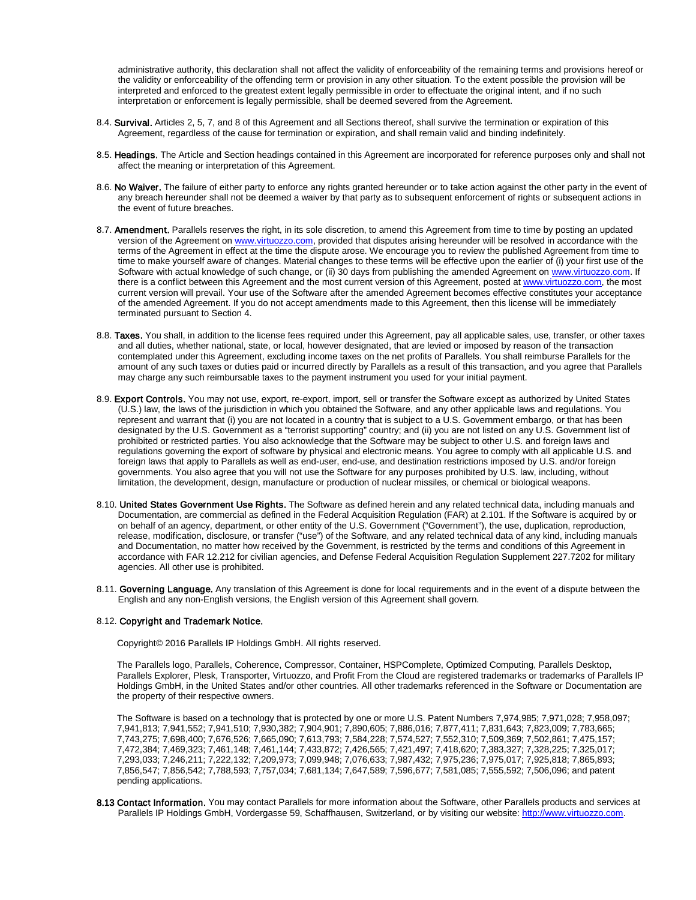administrative authority, this declaration shall not affect the validity of enforceability of the remaining terms and provisions hereof or the validity or enforceability of the offending term or provision in any other situation. To the extent possible the provision will be interpreted and enforced to the greatest extent legally permissible in order to effectuate the original intent, and if no such interpretation or enforcement is legally permissible, shall be deemed severed from the Agreement.

8.4. **Survival.** Articles 2, 5, 7, and 8 of this Agreement and all Sections thereof, shall survive the termination or expiration of this Agreement, regardless of the cause for termination or expiration, and shall remain valid and binding indefinitely.

8.5. **Headings.** The Article and Section headings contained in this Agreement are incorporated for reference purposes only and shall not affect the meaning or interpretation of this Agreement.

8.6. **No Waiver.** The failure of either party to enforce any rights granted hereunder or to take action against the other party in the event of any breach hereunder shall not be deemed a waiver by that party as to subsequent enforcement of rights or subsequent actions in the event of future breaches.

8.7. **Amendment.** Parallels reserves the right, in its sole discretion, to amend this Agreement from time to time by posting an updated version of the Agreement on www.virtuozzo.com, provided that disputes arising hereunder will be resolved in accordance with the terms of the Agreement in effect at the time the dispute arose. We encourage you to review the published Agreement from time to time to make yourself aware of changes. Material changes to these terms will be effective upon the earlier of (i) your first use of the Software with actual knowledge of such change, or (ii) 30 days from publishing the amended Agreement on www.virtuozzo.com. If there is a conflict between this Agreement and the most current version of this Agreement, posted at www.virtuozzo.com, the most current version will prevail. Your use of the Software after the amended Agreement becomes effective constitutes your acceptance of the amended Agreement. If you do not accept amendments made to this Agreement, then this license will be immediately terminated pursuant to Section 4.

8.8. **Taxes.** You shall, in addition to the license fees required under this Agreement, pay all applicable sales, use, transfer, or other taxes and all duties, whether national, state, or local, however designated, that are levied or imposed by reason of the transaction contemplated under this Agreement, excluding income taxes on the net profits of Parallels. You shall reimburse Parallels for the amount of any such taxes or duties paid or incurred directly by Parallels as a result of this transaction, and you agree that Parallels may charge any such reimbursable taxes to the payment instrument you used for your initial payment.

8.9. **Export Controls.** You may not use, export, re-export, import, sell or transfer the Software except as authorized by United States (U.S.) law, the laws of the jurisdiction in which you obtained the Software, and any other applicable laws and regulations. You represent and warrant that (i) you are not located in a country that is subject to a U.S. Government embargo, or that has been designated by the U.S. Government as a “terrorist supporting” country; and (ii) you are not listed on any U.S. Government list of prohibited or restricted parties. You also acknowledge that the Software may be subject to other U.S. and foreign laws and regulations governing the export of software by physical and electronic means. You agree to comply with all applicable U.S. and foreign laws that apply to Parallels as well as end-user, end-use, and destination restrictions imposed by U.S. and/or foreign governments. You also agree that you will not use the Software for any purposes prohibited by U.S. law, including, without limitation, the development, design, manufacture or production of nuclear missiles, or chemical or biological weapons.

8.10. **United States Government Use Rights.** The Software as defined herein and any related technical data, including manuals and Documentation, are commercial as defined in the Federal Acquisition Regulation (FAR) at 2.101. If the Software is acquired by or on behalf of an agency, department, or other entity of the U.S. Government (“Government”), the use, duplication, reproduction, release, modification, disclosure, or transfer (“use”) of the Software, and any related technical data of any kind, including manuals and Documentation, no matter how received by the Government, is restricted by the terms and conditions of this Agreement in accordance with FAR 12.212 for civilian agencies, and Defense Federal Acquisition Regulation Supplement 227.7202 for military agencies. All other use is prohibited.

8.11. **Governing Language.** Any translation of this Agreement is done for local requirements and in the event of a dispute between the English and any non-English versions, the English version of this Agreement shall govern.

8.12. **Copyright and Trademark Notice.**

Copyright© 2016 Parallels IP Holdings GmbH. All rights reserved.

The Parallels logo, Parallels, Coherence, Compressor, Container, HSPComplete, Optimized Computing, Parallels Desktop, Parallels Explorer, Plesk, Transporter, Virtuozzo, and Profit From the Cloud are registered trademarks or trademarks of Parallels IP Holdings GmbH, in the United States and/or other countries. All other trademarks referenced in the Software or Documentation are the property of their respective owners.

The Software is based on a technology that is protected by one or more U.S. Patent Numbers 7,974,985; 7,971,028; 7,958,097; 7,941,813; 7,941,552; 7,941,510; 7,930,382; 7,904,901; 7,890,605; 7,886,016; 7,877,411; 7,831,643; 7,823,009; 7,783,665; 7,743,275; 7,698,400; 7,676,526; 7,665,090; 7,613,793; 7,584,228; 7,574,527; 7,552,310; 7,509,369; 7,502,861; 7,475,157; 7,472,384; 7,469,323; 7,461,148; 7,461,144; 7,433,872; 7,426,565; 7,421,497; 7,418,620; 7,383,327; 7,328,225; 7,325,017; 7,293,033; 7,246,211; 7,222,132; 7,209,973; 7,099,948; 7,076,633; 7,987,432; 7,975,236; 7,975,017; 7,925,818; 7,865,893; 7,856,547; 7,856,542; 7,788,593; 7,757,034; 7,681,134; 7,647,589; 7,596,677; 7,581,085; 7,555,592; 7,506,096; and patent pending applications.

**8.13 Contact Information.** You may contact Parallels for more information about the Software, other Parallels products and services at Parallels IP Holdings GmbH, Vordergasse 59, Schaffhausen, Switzerland, or by visiting our website: http://www.virtuozzo.com.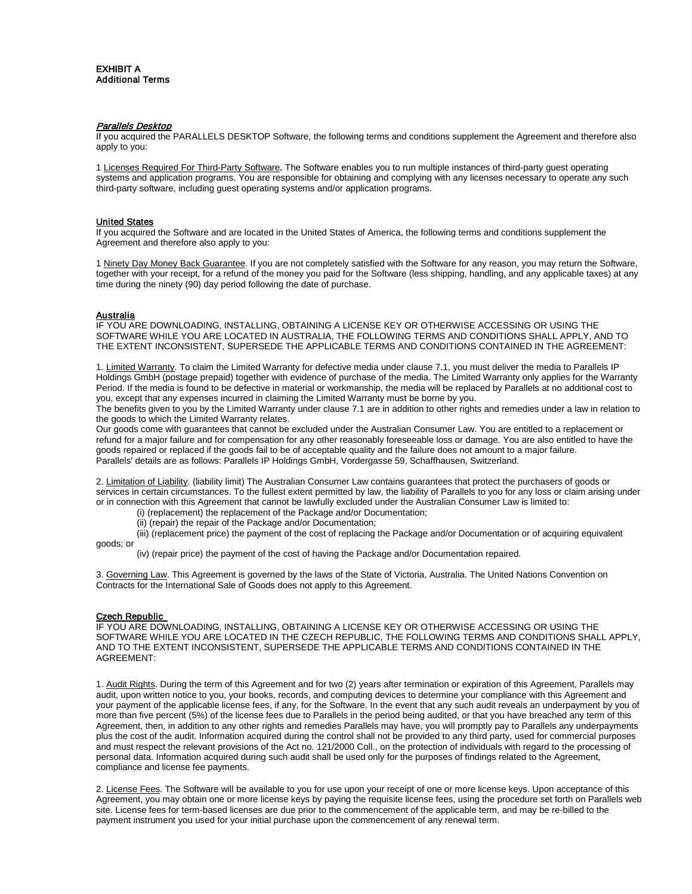**EXHIBIT A**
**Additional Terms**

***Parallels Desktop***
If you acquired the PARALLELS DESKTOP Software, the following terms and conditions supplement the Agreement and therefore also apply to you:

1 Licenses Required For Third-Party Software**.** The Software enables you to run multiple instances of third-party guest operating systems and application programs. You are responsible for obtaining and complying with any licenses necessary to operate any such third-party software, including guest operating systems and/or application programs.

**United States**
If you acquired the Software and are located in the United States of America, the following terms and conditions supplement the Agreement and therefore also apply to you:

1 Ninety Day Money Back Guarantee. If you are not completely satisfied with the Software for any reason, you may return the Software, together with your receipt, for a refund of the money you paid for the Software (less shipping, handling, and any applicable taxes) at any time during the ninety (90) day period following the date of purchase.

**Australia**
IF YOU ARE DOWNLOADING, INSTALLING, OBTAINING A LICENSE KEY OR OTHERWISE ACCESSING OR USING THE SOFTWARE WHILE YOU ARE LOCATED IN AUSTRALIA, THE FOLLOWING TERMS AND CONDITIONS SHALL APPLY, AND TO THE EXTENT INCONSISTENT, SUPERSEDE THE APPLICABLE TERMS AND CONDITIONS CONTAINED IN THE AGREEMENT:

1. Limited Warranty. To claim the Limited Warranty for defective media under clause 7.1, you must deliver the media to Parallels IP Holdings GmbH (postage prepaid) together with evidence of purchase of the media. The Limited Warranty only applies for the Warranty Period. If the media is found to be defective in material or workmanship, the media will be replaced by Parallels at no additional cost to you, except that any expenses incurred in claiming the Limited Warranty must be borne by you.
The benefits given to you by the Limited Warranty under clause 7.1 are in addition to other rights and remedies under a law in relation to the goods to which the Limited Warranty relates.
Our goods come with guarantees that cannot be excluded under the Australian Consumer Law. You are entitled to a replacement or refund for a major failure and for compensation for any other reasonably foreseeable loss or damage. You are also entitled to have the goods repaired or replaced if the goods fail to be of acceptable quality and the failure does not amount to a major failure.
Parallels' details are as follows: Parallels IP Holdings GmbH, Vordergasse 59, Schaffhausen, Switzerland.

2. Limitation of Liability. (liability limit) The Australian Consumer Law contains guarantees that protect the purchasers of goods or services in certain circumstances. To the fullest extent permitted by law, the liability of Parallels to you for any loss or claim arising under or in connection with this Agreement that cannot be lawfully excluded under the Australian Consumer Law is limited to:

(i) (replacement) the replacement of the Package and/or Documentation;
(ii) (repair) the repair of the Package and/or Documentation;
(iii) (replacement price) the payment of the cost of replacing the Package and/or Documentation or of acquiring equivalent goods; or
(iv) (repair price) the payment of the cost of having the Package and/or Documentation repaired.

3. Governing Law. This Agreement is governed by the laws of the State of Victoria, Australia. The United Nations Convention on Contracts for the International Sale of Goods does not apply to this Agreement.

**Czech Republic**
IF YOU ARE DOWNLOADING, INSTALLING, OBTAINING A LICENSE KEY OR OTHERWISE ACCESSING OR USING THE SOFTWARE WHILE YOU ARE LOCATED IN THE CZECH REPUBLIC, THE FOLLOWING TERMS AND CONDITIONS SHALL APPLY, AND TO THE EXTENT INCONSISTENT, SUPERSEDE THE APPLICABLE TERMS AND CONDITIONS CONTAINED IN THE AGREEMENT:

1. Audit Rights. During the term of this Agreement and for two (2) years after termination or expiration of this Agreement, Parallels may audit, upon written notice to you, your books, records, and computing devices to determine your compliance with this Agreement and your payment of the applicable license fees, if any, for the Software. In the event that any such audit reveals an underpayment by you of more than five percent (5%) of the license fees due to Parallels in the period being audited, or that you have breached any term of this Agreement, then, in addition to any other rights and remedies Parallels may have, you will promptly pay to Parallels any underpayments plus the cost of the audit. Information acquired during the control shall not be provided to any third party, used for commercial purposes and must respect the relevant provisions of the Act no. 121/2000 Coll., on the protection of individuals with regard to the processing of personal data. Information acquired during such audit shall be used only for the purposes of findings related to the Agreement, compliance and license fee payments.

2. License Fees. The Software will be available to you for use upon your receipt of one or more license keys. Upon acceptance of this Agreement, you may obtain one or more license keys by paying the requisite license fees, using the procedure set forth on Parallels web site. License fees for term-based licenses are due prior to the commencement of the applicable term, and may be re-billed to the payment instrument you used for your initial purchase upon the commencement of any renewal term.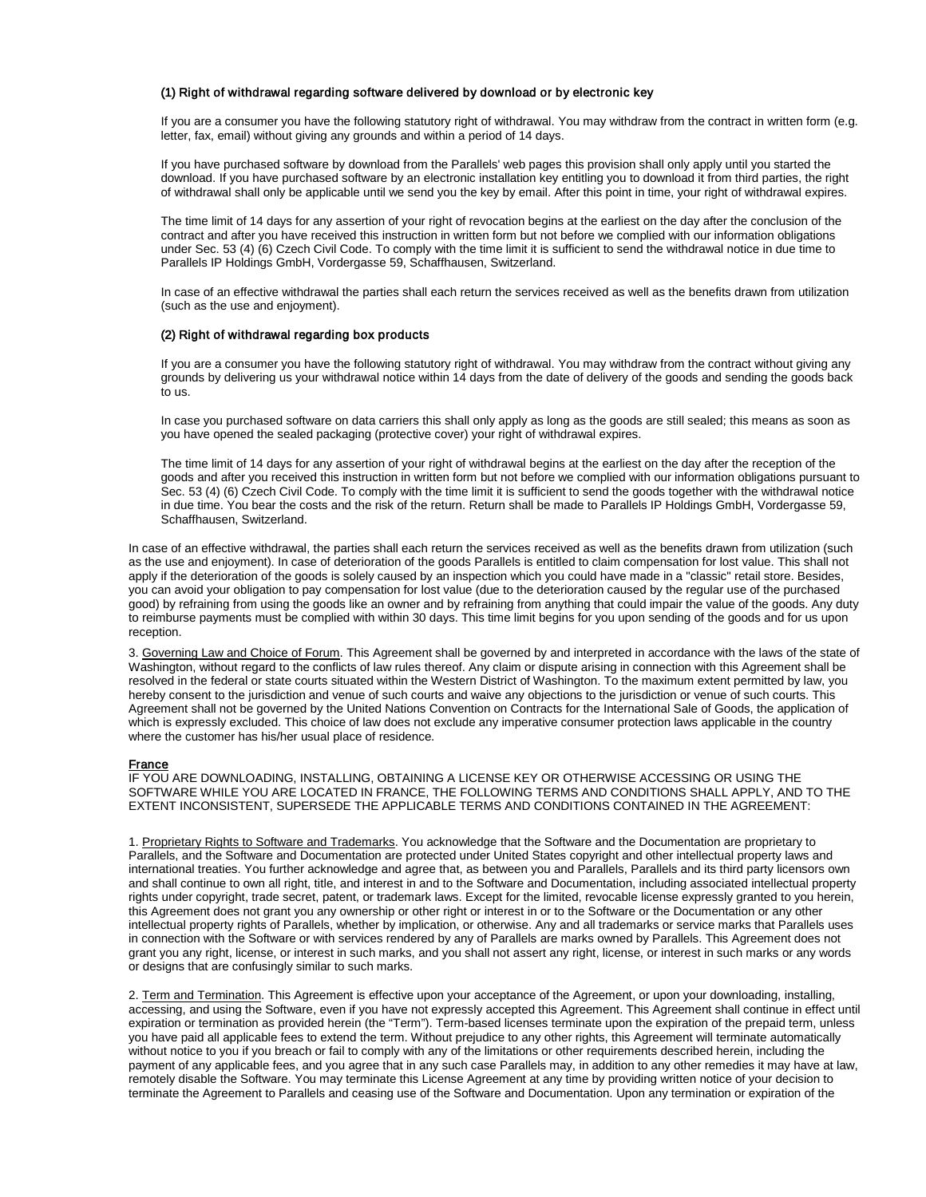**(1) Right of withdrawal regarding software delivered by download or by electronic key**

If you are a consumer you have the following statutory right of withdrawal. You may withdraw from the contract in written form (e.g. letter, fax, email) without giving any grounds and within a period of 14 days.

If you have purchased software by download from the Parallels' web pages this provision shall only apply until you started the download. If you have purchased software by an electronic installation key entitling you to download it from third parties, the right of withdrawal shall only be applicable until we send you the key by email. After this point in time, your right of withdrawal expires.

The time limit of 14 days for any assertion of your right of revocation begins at the earliest on the day after the conclusion of the contract and after you have received this instruction in written form but not before we complied with our information obligations under Sec. 53 (4) (6) Czech Civil Code. To comply with the time limit it is sufficient to send the withdrawal notice in due time to Parallels IP Holdings GmbH, Vordergasse 59, Schaffhausen, Switzerland.

In case of an effective withdrawal the parties shall each return the services received as well as the benefits drawn from utilization (such as the use and enjoyment).

**(2) Right of withdrawal regarding box products**

If you are a consumer you have the following statutory right of withdrawal. You may withdraw from the contract without giving any grounds by delivering us your withdrawal notice within 14 days from the date of delivery of the goods and sending the goods back to us.

In case you purchased software on data carriers this shall only apply as long as the goods are still sealed; this means as soon as you have opened the sealed packaging (protective cover) your right of withdrawal expires.

The time limit of 14 days for any assertion of your right of withdrawal begins at the earliest on the day after the reception of the goods and after you received this instruction in written form but not before we complied with our information obligations pursuant to Sec. 53 (4) (6) Czech Civil Code. To comply with the time limit it is sufficient to send the goods together with the withdrawal notice in due time. You bear the costs and the risk of the return. Return shall be made to Parallels IP Holdings GmbH, Vordergasse 59, Schaffhausen, Switzerland.

In case of an effective withdrawal, the parties shall each return the services received as well as the benefits drawn from utilization (such as the use and enjoyment). In case of deterioration of the goods Parallels is entitled to claim compensation for lost value. This shall not apply if the deterioration of the goods is solely caused by an inspection which you could have made in a "classic" retail store. Besides, you can avoid your obligation to pay compensation for lost value (due to the deterioration caused by the regular use of the purchased good) by refraining from using the goods like an owner and by refraining from anything that could impair the value of the goods. Any duty to reimburse payments must be complied with within 30 days. This time limit begins for you upon sending of the goods and for us upon reception.

3. Governing Law and Choice of Forum. This Agreement shall be governed by and interpreted in accordance with the laws of the state of Washington, without regard to the conflicts of law rules thereof. Any claim or dispute arising in connection with this Agreement shall be resolved in the federal or state courts situated within the Western District of Washington. To the maximum extent permitted by law, you hereby consent to the jurisdiction and venue of such courts and waive any objections to the jurisdiction or venue of such courts. This Agreement shall not be governed by the United Nations Convention on Contracts for the International Sale of Goods, the application of which is expressly excluded. This choice of law does not exclude any imperative consumer protection laws applicable in the country where the customer has his/her usual place of residence.

**France**

IF YOU ARE DOWNLOADING, INSTALLING, OBTAINING A LICENSE KEY OR OTHERWISE ACCESSING OR USING THE SOFTWARE WHILE YOU ARE LOCATED IN FRANCE, THE FOLLOWING TERMS AND CONDITIONS SHALL APPLY, AND TO THE EXTENT INCONSISTENT, SUPERSEDE THE APPLICABLE TERMS AND CONDITIONS CONTAINED IN THE AGREEMENT:

1. Proprietary Rights to Software and Trademarks. You acknowledge that the Software and the Documentation are proprietary to Parallels, and the Software and Documentation are protected under United States copyright and other intellectual property laws and international treaties. You further acknowledge and agree that, as between you and Parallels, Parallels and its third party licensors own and shall continue to own all right, title, and interest in and to the Software and Documentation, including associated intellectual property rights under copyright, trade secret, patent, or trademark laws. Except for the limited, revocable license expressly granted to you herein, this Agreement does not grant you any ownership or other right or interest in or to the Software or the Documentation or any other intellectual property rights of Parallels, whether by implication, or otherwise. Any and all trademarks or service marks that Parallels uses in connection with the Software or with services rendered by any of Parallels are marks owned by Parallels. This Agreement does not grant you any right, license, or interest in such marks, and you shall not assert any right, license, or interest in such marks or any words or designs that are confusingly similar to such marks.

2. Term and Termination. This Agreement is effective upon your acceptance of the Agreement, or upon your downloading, installing, accessing, and using the Software, even if you have not expressly accepted this Agreement. This Agreement shall continue in effect until expiration or termination as provided herein (the "Term"). Term-based licenses terminate upon the expiration of the prepaid term, unless you have paid all applicable fees to extend the term. Without prejudice to any other rights, this Agreement will terminate automatically without notice to you if you breach or fail to comply with any of the limitations or other requirements described herein, including the payment of any applicable fees, and you agree that in any such case Parallels may, in addition to any other remedies it may have at law, remotely disable the Software. You may terminate this License Agreement at any time by providing written notice of your decision to terminate the Agreement to Parallels and ceasing use of the Software and Documentation. Upon any termination or expiration of the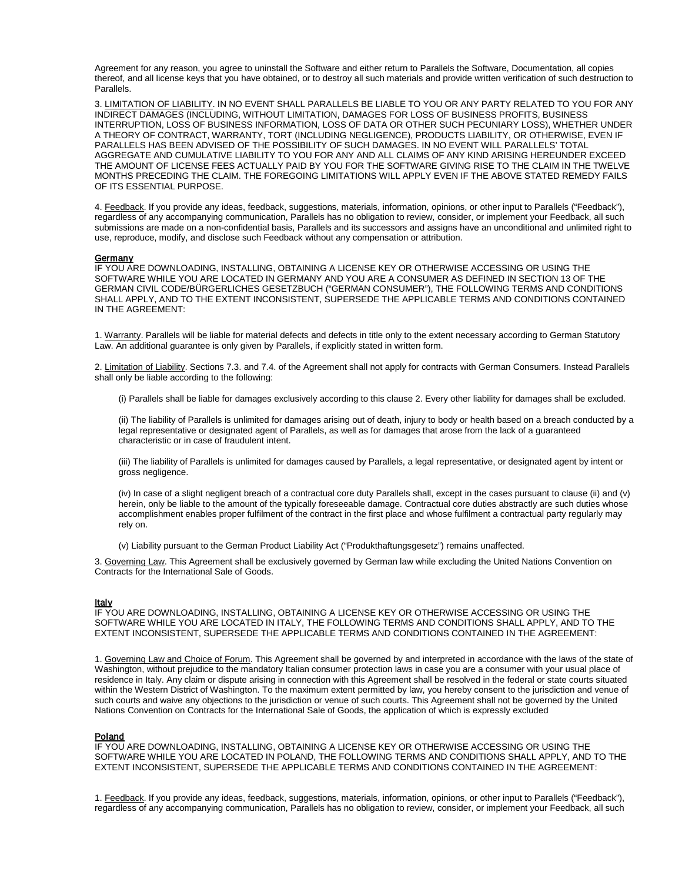Agreement for any reason, you agree to uninstall the Software and either return to Parallels the Software, Documentation, all copies thereof, and all license keys that you have obtained, or to destroy all such materials and provide written verification of such destruction to Parallels.

3. LIMITATION OF LIABILITY. IN NO EVENT SHALL PARALLELS BE LIABLE TO YOU OR ANY PARTY RELATED TO YOU FOR ANY INDIRECT DAMAGES (INCLUDING, WITHOUT LIMITATION, DAMAGES FOR LOSS OF BUSINESS PROFITS, BUSINESS INTERRUPTION, LOSS OF BUSINESS INFORMATION, LOSS OF DATA OR OTHER SUCH PECUNIARY LOSS), WHETHER UNDER A THEORY OF CONTRACT, WARRANTY, TORT (INCLUDING NEGLIGENCE), PRODUCTS LIABILITY, OR OTHERWISE, EVEN IF PARALLELS HAS BEEN ADVISED OF THE POSSIBILITY OF SUCH DAMAGES. IN NO EVENT WILL PARALLELS' TOTAL AGGREGATE AND CUMULATIVE LIABILITY TO YOU FOR ANY AND ALL CLAIMS OF ANY KIND ARISING HEREUNDER EXCEED THE AMOUNT OF LICENSE FEES ACTUALLY PAID BY YOU FOR THE SOFTWARE GIVING RISE TO THE CLAIM IN THE TWELVE MONTHS PRECEDING THE CLAIM. THE FOREGOING LIMITATIONS WILL APPLY EVEN IF THE ABOVE STATED REMEDY FAILS OF ITS ESSENTIAL PURPOSE.

4. Feedback. If you provide any ideas, feedback, suggestions, materials, information, opinions, or other input to Parallels ("Feedback"), regardless of any accompanying communication, Parallels has no obligation to review, consider, or implement your Feedback, all such submissions are made on a non-confidential basis, Parallels and its successors and assigns have an unconditional and unlimited right to use, reproduce, modify, and disclose such Feedback without any compensation or attribution.

**Germany**

IF YOU ARE DOWNLOADING, INSTALLING, OBTAINING A LICENSE KEY OR OTHERWISE ACCESSING OR USING THE SOFTWARE WHILE YOU ARE LOCATED IN GERMANY AND YOU ARE A CONSUMER AS DEFINED IN SECTION 13 OF THE GERMAN CIVIL CODE/BÜRGERLICHES GESETZBUCH ("GERMAN CONSUMER"), THE FOLLOWING TERMS AND CONDITIONS SHALL APPLY, AND TO THE EXTENT INCONSISTENT, SUPERSEDE THE APPLICABLE TERMS AND CONDITIONS CONTAINED IN THE AGREEMENT:

1. Warranty. Parallels will be liable for material defects and defects in title only to the extent necessary according to German Statutory Law. An additional guarantee is only given by Parallels, if explicitly stated in written form.

2. Limitation of Liability. Sections 7.3. and 7.4. of the Agreement shall not apply for contracts with German Consumers. Instead Parallels shall only be liable according to the following:

(i) Parallels shall be liable for damages exclusively according to this clause 2. Every other liability for damages shall be excluded.

(ii) The liability of Parallels is unlimited for damages arising out of death, injury to body or health based on a breach conducted by a legal representative or designated agent of Parallels, as well as for damages that arose from the lack of a guaranteed characteristic or in case of fraudulent intent.

(iii) The liability of Parallels is unlimited for damages caused by Parallels, a legal representative, or designated agent by intent or gross negligence.

(iv) In case of a slight negligent breach of a contractual core duty Parallels shall, except in the cases pursuant to clause (ii) and (v) herein, only be liable to the amount of the typically foreseeable damage. Contractual core duties abstractly are such duties whose accomplishment enables proper fulfilment of the contract in the first place and whose fulfilment a contractual party regularly may rely on.

(v) Liability pursuant to the German Product Liability Act ("Produkthaftungsgesetz") remains unaffected.

3. Governing Law. This Agreement shall be exclusively governed by German law while excluding the United Nations Convention on Contracts for the International Sale of Goods.

**Italy**

IF YOU ARE DOWNLOADING, INSTALLING, OBTAINING A LICENSE KEY OR OTHERWISE ACCESSING OR USING THE SOFTWARE WHILE YOU ARE LOCATED IN ITALY, THE FOLLOWING TERMS AND CONDITIONS SHALL APPLY, AND TO THE EXTENT INCONSISTENT, SUPERSEDE THE APPLICABLE TERMS AND CONDITIONS CONTAINED IN THE AGREEMENT:

1. Governing Law and Choice of Forum. This Agreement shall be governed by and interpreted in accordance with the laws of the state of Washington, without prejudice to the mandatory Italian consumer protection laws in case you are a consumer with your usual place of residence in Italy. Any claim or dispute arising in connection with this Agreement shall be resolved in the federal or state courts situated within the Western District of Washington. To the maximum extent permitted by law, you hereby consent to the jurisdiction and venue of such courts and waive any objections to the jurisdiction or venue of such courts. This Agreement shall not be governed by the United Nations Convention on Contracts for the International Sale of Goods, the application of which is expressly excluded

**Poland**

IF YOU ARE DOWNLOADING, INSTALLING, OBTAINING A LICENSE KEY OR OTHERWISE ACCESSING OR USING THE SOFTWARE WHILE YOU ARE LOCATED IN POLAND, THE FOLLOWING TERMS AND CONDITIONS SHALL APPLY, AND TO THE EXTENT INCONSISTENT, SUPERSEDE THE APPLICABLE TERMS AND CONDITIONS CONTAINED IN THE AGREEMENT:

1. Feedback. If you provide any ideas, feedback, suggestions, materials, information, opinions, or other input to Parallels ("Feedback"), regardless of any accompanying communication, Parallels has no obligation to review, consider, or implement your Feedback, all such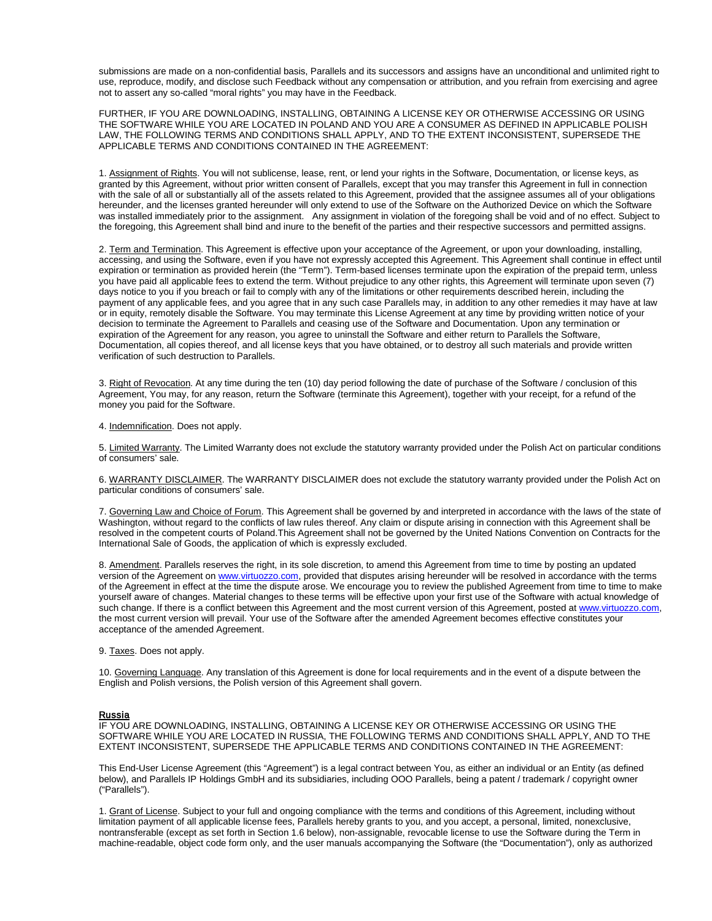submissions are made on a non-confidential basis, Parallels and its successors and assigns have an unconditional and unlimited right to use, reproduce, modify, and disclose such Feedback without any compensation or attribution, and you refrain from exercising and agree not to assert any so-called "moral rights" you may have in the Feedback.

FURTHER, IF YOU ARE DOWNLOADING, INSTALLING, OBTAINING A LICENSE KEY OR OTHERWISE ACCESSING OR USING THE SOFTWARE WHILE YOU ARE LOCATED IN POLAND AND YOU ARE A CONSUMER AS DEFINED IN APPLICABLE POLISH LAW, THE FOLLOWING TERMS AND CONDITIONS SHALL APPLY, AND TO THE EXTENT INCONSISTENT, SUPERSEDE THE APPLICABLE TERMS AND CONDITIONS CONTAINED IN THE AGREEMENT:

1. Assignment of Rights. You will not sublicense, lease, rent, or lend your rights in the Software, Documentation, or license keys, as granted by this Agreement, without prior written consent of Parallels, except that you may transfer this Agreement in full in connection with the sale of all or substantially all of the assets related to this Agreement, provided that the assignee assumes all of your obligations hereunder, and the licenses granted hereunder will only extend to use of the Software on the Authorized Device on which the Software was installed immediately prior to the assignment. Any assignment in violation of the foregoing shall be void and of no effect. Subject to the foregoing, this Agreement shall bind and inure to the benefit of the parties and their respective successors and permitted assigns.

2. Term and Termination. This Agreement is effective upon your acceptance of the Agreement, or upon your downloading, installing, accessing, and using the Software, even if you have not expressly accepted this Agreement. This Agreement shall continue in effect until expiration or termination as provided herein (the "Term"). Term-based licenses terminate upon the expiration of the prepaid term, unless you have paid all applicable fees to extend the term. Without prejudice to any other rights, this Agreement will terminate upon seven (7) days notice to you if you breach or fail to comply with any of the limitations or other requirements described herein, including the payment of any applicable fees, and you agree that in any such case Parallels may, in addition to any other remedies it may have at law or in equity, remotely disable the Software. You may terminate this License Agreement at any time by providing written notice of your decision to terminate the Agreement to Parallels and ceasing use of the Software and Documentation. Upon any termination or expiration of the Agreement for any reason, you agree to uninstall the Software and either return to Parallels the Software, Documentation, all copies thereof, and all license keys that you have obtained, or to destroy all such materials and provide written verification of such destruction to Parallels.

3. Right of Revocation. At any time during the ten (10) day period following the date of purchase of the Software / conclusion of this Agreement, You may, for any reason, return the Software (terminate this Agreement), together with your receipt, for a refund of the money you paid for the Software.

4. Indemnification. Does not apply.

5. Limited Warranty. The Limited Warranty does not exclude the statutory warranty provided under the Polish Act on particular conditions of consumers' sale.

6. WARRANTY DISCLAIMER. The WARRANTY DISCLAIMER does not exclude the statutory warranty provided under the Polish Act on particular conditions of consumers' sale.

7. Governing Law and Choice of Forum. This Agreement shall be governed by and interpreted in accordance with the laws of the state of Washington, without regard to the conflicts of law rules thereof. Any claim or dispute arising in connection with this Agreement shall be resolved in the competent courts of Poland.This Agreement shall not be governed by the United Nations Convention on Contracts for the International Sale of Goods, the application of which is expressly excluded.

8. Amendment. Parallels reserves the right, in its sole discretion, to amend this Agreement from time to time by posting an updated version of the Agreement on www.virtuozzo.com, provided that disputes arising hereunder will be resolved in accordance with the terms of the Agreement in effect at the time the dispute arose. We encourage you to review the published Agreement from time to time to make yourself aware of changes. Material changes to these terms will be effective upon your first use of the Software with actual knowledge of such change. If there is a conflict between this Agreement and the most current version of this Agreement, posted at www.virtuozzo.com, the most current version will prevail. Your use of the Software after the amended Agreement becomes effective constitutes your acceptance of the amended Agreement.

9. Taxes. Does not apply.

10. Governing Language. Any translation of this Agreement is done for local requirements and in the event of a dispute between the English and Polish versions, the Polish version of this Agreement shall govern.

**Russia**

IF YOU ARE DOWNLOADING, INSTALLING, OBTAINING A LICENSE KEY OR OTHERWISE ACCESSING OR USING THE SOFTWARE WHILE YOU ARE LOCATED IN RUSSIA, THE FOLLOWING TERMS AND CONDITIONS SHALL APPLY, AND TO THE EXTENT INCONSISTENT, SUPERSEDE THE APPLICABLE TERMS AND CONDITIONS CONTAINED IN THE AGREEMENT:

This End-User License Agreement (this "Agreement") is a legal contract between You, as either an individual or an Entity (as defined below), and Parallels IP Holdings GmbH and its subsidiaries, including OOO Parallels, being a patent / trademark / copyright owner ("Parallels").

1. Grant of License. Subject to your full and ongoing compliance with the terms and conditions of this Agreement, including without limitation payment of all applicable license fees, Parallels hereby grants to you, and you accept, a personal, limited, nonexclusive, nontransferable (except as set forth in Section 1.6 below), non-assignable, revocable license to use the Software during the Term in machine-readable, object code form only, and the user manuals accompanying the Software (the "Documentation"), only as authorized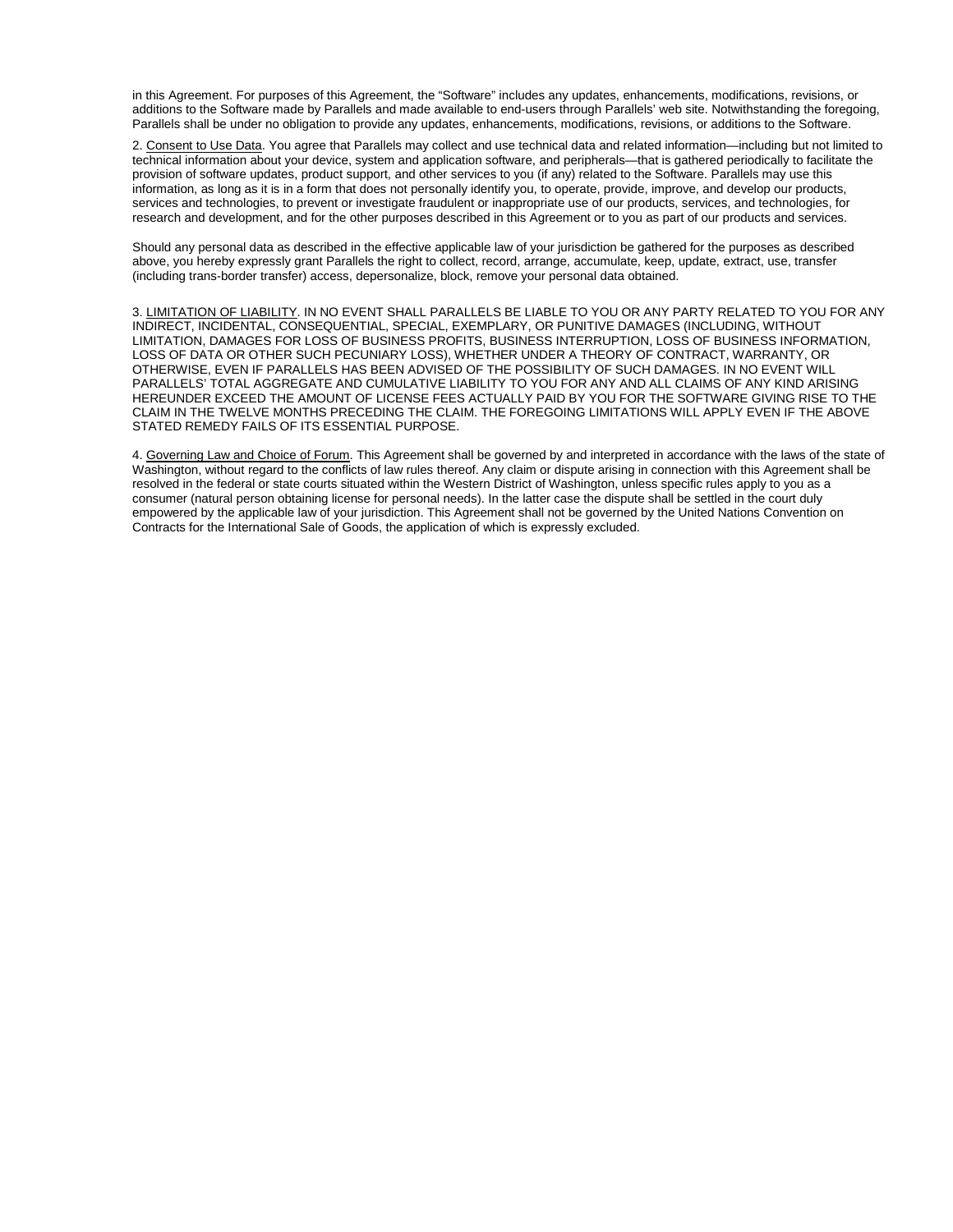in this Agreement. For purposes of this Agreement, the “Software” includes any updates, enhancements, modifications, revisions, or additions to the Software made by Parallels and made available to end-users through Parallels’ web site. Notwithstanding the foregoing, Parallels shall be under no obligation to provide any updates, enhancements, modifications, revisions, or additions to the Software.

2. Consent to Use Data. You agree that Parallels may collect and use technical data and related information—including but not limited to technical information about your device, system and application software, and peripherals—that is gathered periodically to facilitate the provision of software updates, product support, and other services to you (if any) related to the Software. Parallels may use this information, as long as it is in a form that does not personally identify you, to operate, provide, improve, and develop our products, services and technologies, to prevent or investigate fraudulent or inappropriate use of our products, services, and technologies, for research and development, and for the other purposes described in this Agreement or to you as part of our products and services.

Should any personal data as described in the effective applicable law of your jurisdiction be gathered for the purposes as described above, you hereby expressly grant Parallels the right to collect, record, arrange, accumulate, keep, update, extract, use, transfer (including trans-border transfer) access, depersonalize, block, remove your personal data obtained.

3. LIMITATION OF LIABILITY. IN NO EVENT SHALL PARALLELS BE LIABLE TO YOU OR ANY PARTY RELATED TO YOU FOR ANY INDIRECT, INCIDENTAL, CONSEQUENTIAL, SPECIAL, EXEMPLARY, OR PUNITIVE DAMAGES (INCLUDING, WITHOUT LIMITATION, DAMAGES FOR LOSS OF BUSINESS PROFITS, BUSINESS INTERRUPTION, LOSS OF BUSINESS INFORMATION, LOSS OF DATA OR OTHER SUCH PECUNIARY LOSS), WHETHER UNDER A THEORY OF CONTRACT, WARRANTY, OR OTHERWISE, EVEN IF PARALLELS HAS BEEN ADVISED OF THE POSSIBILITY OF SUCH DAMAGES. IN NO EVENT WILL PARALLELS’ TOTAL AGGREGATE AND CUMULATIVE LIABILITY TO YOU FOR ANY AND ALL CLAIMS OF ANY KIND ARISING HEREUNDER EXCEED THE AMOUNT OF LICENSE FEES ACTUALLY PAID BY YOU FOR THE SOFTWARE GIVING RISE TO THE CLAIM IN THE TWELVE MONTHS PRECEDING THE CLAIM. THE FOREGOING LIMITATIONS WILL APPLY EVEN IF THE ABOVE STATED REMEDY FAILS OF ITS ESSENTIAL PURPOSE.

4. Governing Law and Choice of Forum. This Agreement shall be governed by and interpreted in accordance with the laws of the state of Washington, without regard to the conflicts of law rules thereof. Any claim or dispute arising in connection with this Agreement shall be resolved in the federal or state courts situated within the Western District of Washington, unless specific rules apply to you as a consumer (natural person obtaining license for personal needs). In the latter case the dispute shall be settled in the court duly empowered by the applicable law of your jurisdiction. This Agreement shall not be governed by the United Nations Convention on Contracts for the International Sale of Goods, the application of which is expressly excluded.